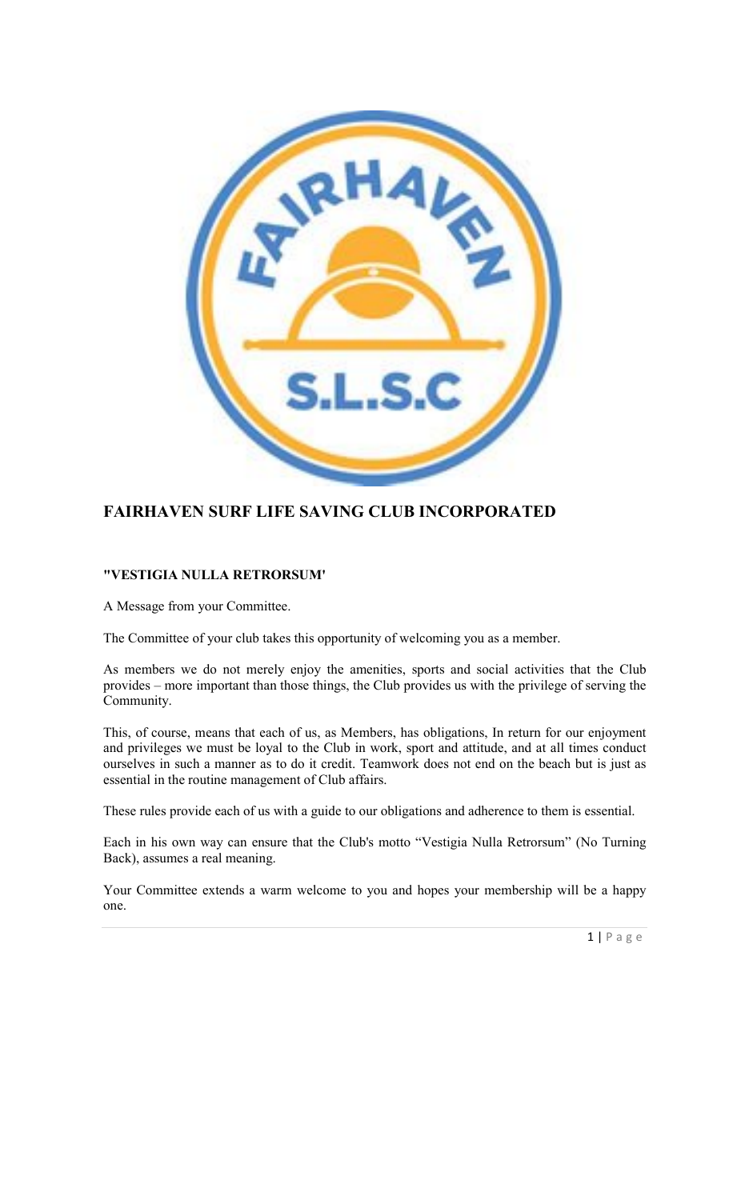# FAIRHAVEN SURF LIFE SAVING CLUB INCORPORATED

**"VESTIGIA NULLA RETRORSUM'**

A Message from your Committee.

The Committee of your club takes this opportunity of welcoming you as a member.

As members we do not merely enjoy the amenities, sports and social activities that the Club provides – more important than those things, the Club provides us with the privilege of serving the Community.

This, of course, means that each of us, as Members, has obligations, In return for our enjoyment and privileges we must be loyal to the Club in work, sport and attitude, and at all times conduct ourselves in such a manner as to do it credit. Teamwork does not end on the beach but is just as essential in the routine management of Club affairs.

These rules provide each of us with a guide to our obligations and adherence to them is essential.

Each in his own way can ensure that the Club's motto "Vestigia Nulla Retrorsum" (No Turning Back), assumes a real meaning.

Your Committee extends a warm welcome to you and hopes your membership will be a happy one.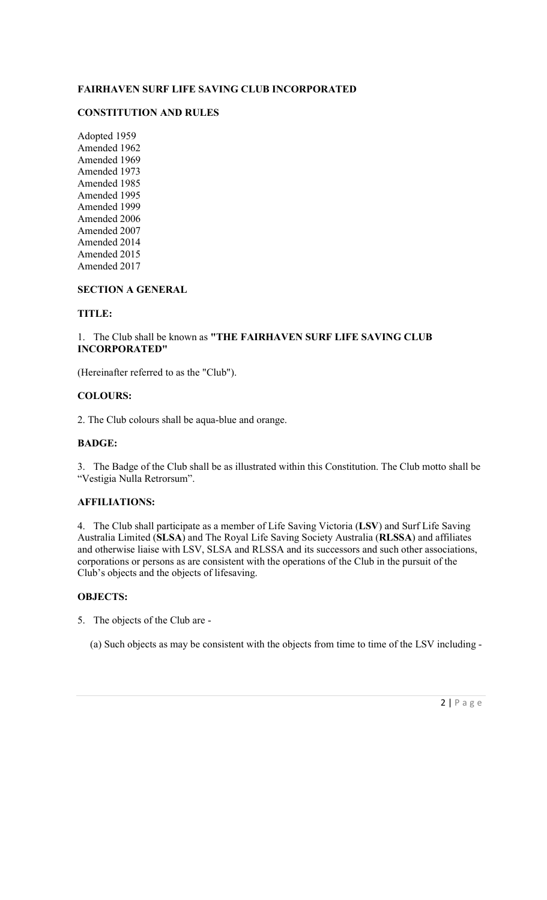**FAIRHAVEN SURF LIFE SAVING CLUB INCORPORATED**

**CONSTITUTION AND RULES**

Adopted 1959
Amended 1962
Amended 1969
Amended 1973
Amended 1985
Amended 1995
Amended 1999
Amended 2006
Amended 2007
Amended 2014
Amended 2015
Amended 2017

**SECTION A GENERAL**

**TITLE:**

1. The Club shall be known as **"THE FAIRHAVEN SURF LIFE SAVING CLUB INCORPORATED"**

(Hereinafter referred to as the "Club").

**COLOURS:**

2. The Club colours shall be aqua-blue and orange.

**BADGE:**

3. The Badge of the Club shall be as illustrated within this Constitution. The Club motto shall be "Vestigia Nulla Retrorsum".

**AFFILIATIONS:**

4. The Club shall participate as a member of Life Saving Victoria (**LSV**) and Surf Life Saving Australia Limited (**SLSA**) and The Royal Life Saving Society Australia (**RLSSA**) and affiliates and otherwise liaise with LSV, SLSA and RLSSA and its successors and such other associations, corporations or persons as are consistent with the operations of the Club in the pursuit of the Club's objects and the objects of lifesaving.

**OBJECTS:**

5. The objects of the Club are -

   (a) Such objects as may be consistent with the objects from time to time of the LSV including -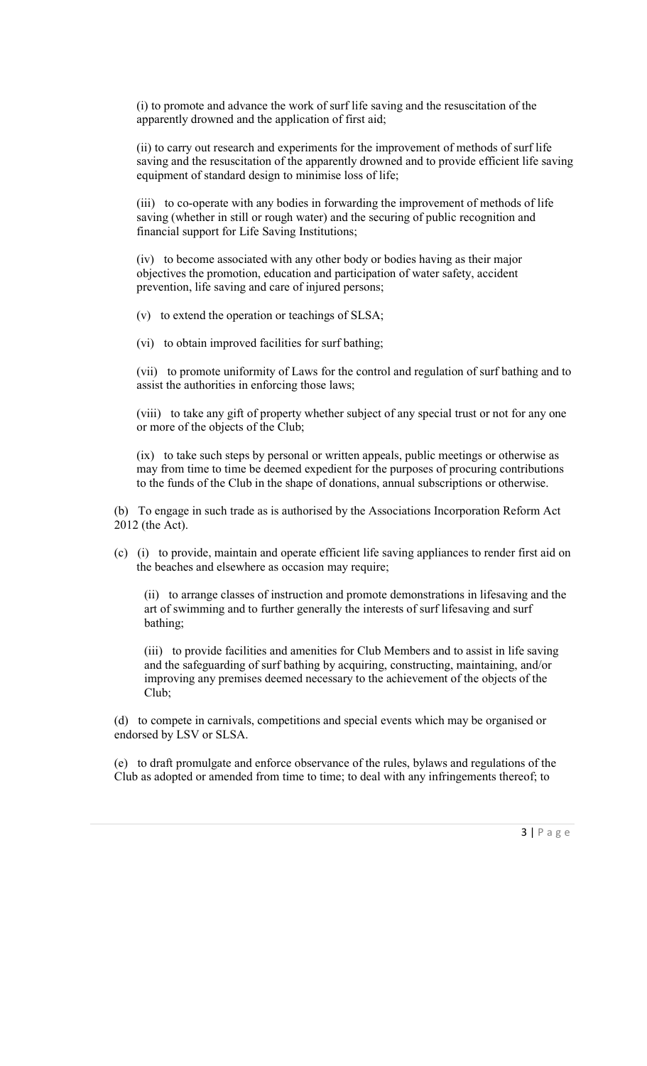(i) to promote and advance the work of surf life saving and the resuscitation of the apparently drowned and the application of first aid;

(ii) to carry out research and experiments for the improvement of methods of surf life saving and the resuscitation of the apparently drowned and to provide efficient life saving equipment of standard design to minimise loss of life;

(iii) to co-operate with any bodies in forwarding the improvement of methods of life saving (whether in still or rough water) and the securing of public recognition and financial support for Life Saving Institutions;

(iv) to become associated with any other body or bodies having as their major objectives the promotion, education and participation of water safety, accident prevention, life saving and care of injured persons;

(v) to extend the operation or teachings of SLSA;

(vi) to obtain improved facilities for surf bathing;

(vii) to promote uniformity of Laws for the control and regulation of surf bathing and to assist the authorities in enforcing those laws;

(viii) to take any gift of property whether subject of any special trust or not for any one or more of the objects of the Club;

(ix) to take such steps by personal or written appeals, public meetings or otherwise as may from time to time be deemed expedient for the purposes of procuring contributions to the funds of the Club in the shape of donations, annual subscriptions or otherwise.

(b) To engage in such trade as is authorised by the Associations Incorporation Reform Act 2012 (the Act).

(c) (i) to provide, maintain and operate efficient life saving appliances to render first aid on the beaches and elsewhere as occasion may require;

(ii) to arrange classes of instruction and promote demonstrations in lifesaving and the art of swimming and to further generally the interests of surf lifesaving and surf bathing;

(iii) to provide facilities and amenities for Club Members and to assist in life saving and the safeguarding of surf bathing by acquiring, constructing, maintaining, and/or improving any premises deemed necessary to the achievement of the objects of the Club;

(d) to compete in carnivals, competitions and special events which may be organised or endorsed by LSV or SLSA.

(e) to draft promulgate and enforce observance of the rules, bylaws and regulations of the Club as adopted or amended from time to time; to deal with any infringements thereof; to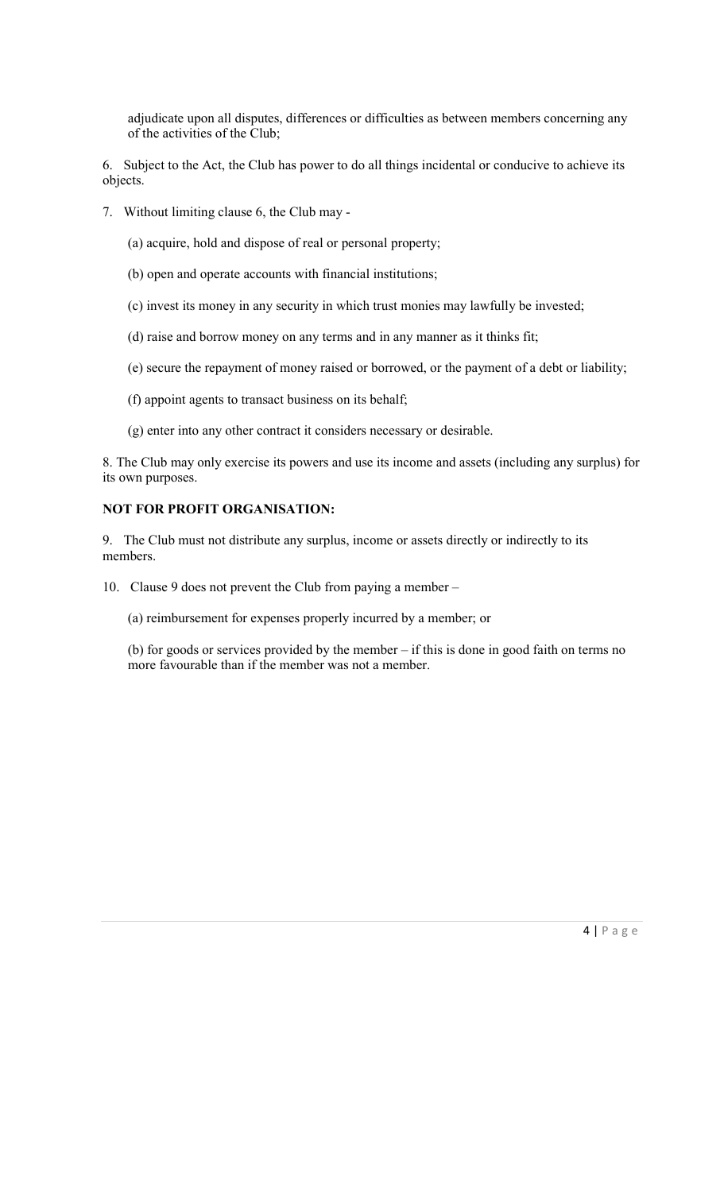adjudicate upon all disputes, differences or difficulties as between members concerning any of the activities of the Club;

6. Subject to the Act, the Club has power to do all things incidental or conducive to achieve its objects.

7. Without limiting clause 6, the Club may -

(a) acquire, hold and dispose of real or personal property;

(b) open and operate accounts with financial institutions;

(c) invest its money in any security in which trust monies may lawfully be invested;

(d) raise and borrow money on any terms and in any manner as it thinks fit;

(e) secure the repayment of money raised or borrowed, or the payment of a debt or liability;

(f) appoint agents to transact business on its behalf;

(g) enter into any other contract it considers necessary or desirable.

8. The Club may only exercise its powers and use its income and assets (including any surplus) for its own purposes.

**NOT FOR PROFIT ORGANISATION:**

9. The Club must not distribute any surplus, income or assets directly or indirectly to its members.

10. Clause 9 does not prevent the Club from paying a member –

(a) reimbursement for expenses properly incurred by a member; or

(b) for goods or services provided by the member – if this is done in good faith on terms no more favourable than if the member was not a member.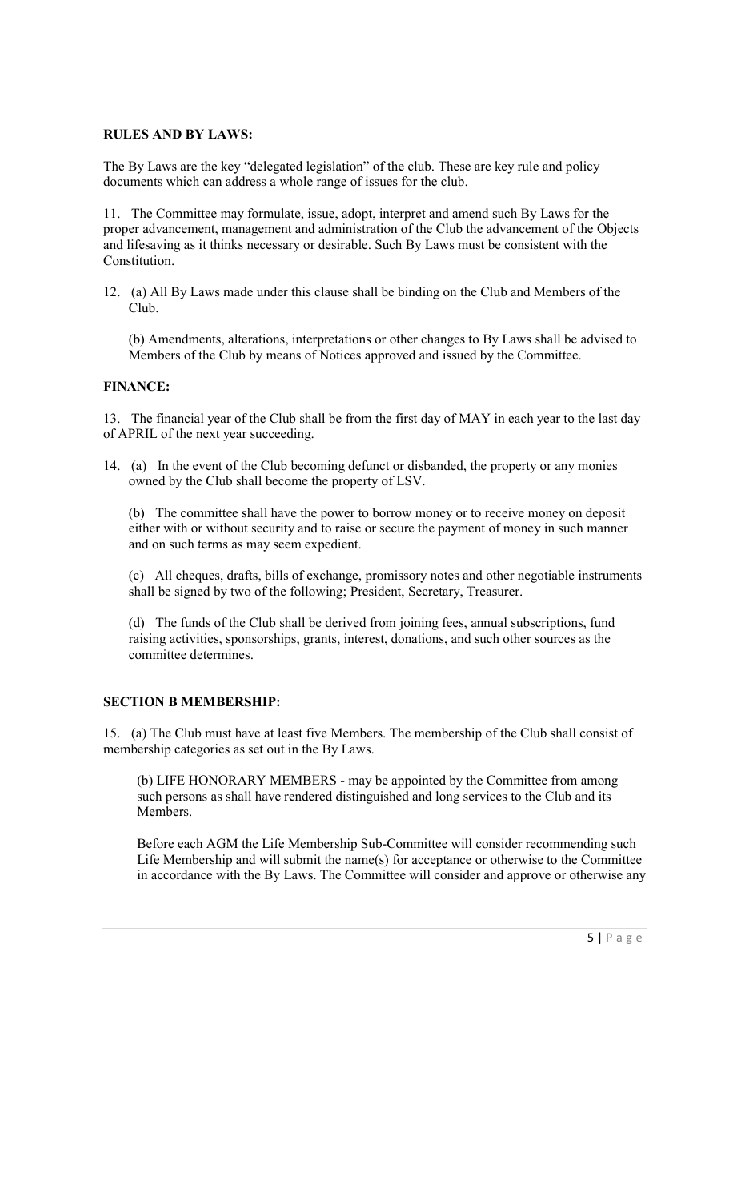**RULES AND BY LAWS:**

The By Laws are the key "delegated legislation" of the club. These are key rule and policy documents which can address a whole range of issues for the club.

11. The Committee may formulate, issue, adopt, interpret and amend such By Laws for the proper advancement, management and administration of the Club the advancement of the Objects and lifesaving as it thinks necessary or desirable. Such By Laws must be consistent with the Constitution.

12. (a) All By Laws made under this clause shall be binding on the Club and Members of the Club.

    (b) Amendments, alterations, interpretations or other changes to By Laws shall be advised to Members of the Club by means of Notices approved and issued by the Committee.

**FINANCE:**

13. The financial year of the Club shall be from the first day of MAY in each year to the last day of APRIL of the next year succeeding.

14. (a) In the event of the Club becoming defunct or disbanded, the property or any monies owned by the Club shall become the property of LSV.

    (b) The committee shall have the power to borrow money or to receive money on deposit either with or without security and to raise or secure the payment of money in such manner and on such terms as may seem expedient.

    (c) All cheques, drafts, bills of exchange, promissory notes and other negotiable instruments shall be signed by two of the following; President, Secretary, Treasurer.

    (d) The funds of the Club shall be derived from joining fees, annual subscriptions, fund raising activities, sponsorships, grants, interest, donations, and such other sources as the committee determines.

**SECTION B MEMBERSHIP:**

15. (a) The Club must have at least five Members. The membership of the Club shall consist of membership categories as set out in the By Laws.

    (b) LIFE HONORARY MEMBERS - may be appointed by the Committee from among such persons as shall have rendered distinguished and long services to the Club and its Members.

    Before each AGM the Life Membership Sub-Committee will consider recommending such Life Membership and will submit the name(s) for acceptance or otherwise to the Committee in accordance with the By Laws. The Committee will consider and approve or otherwise any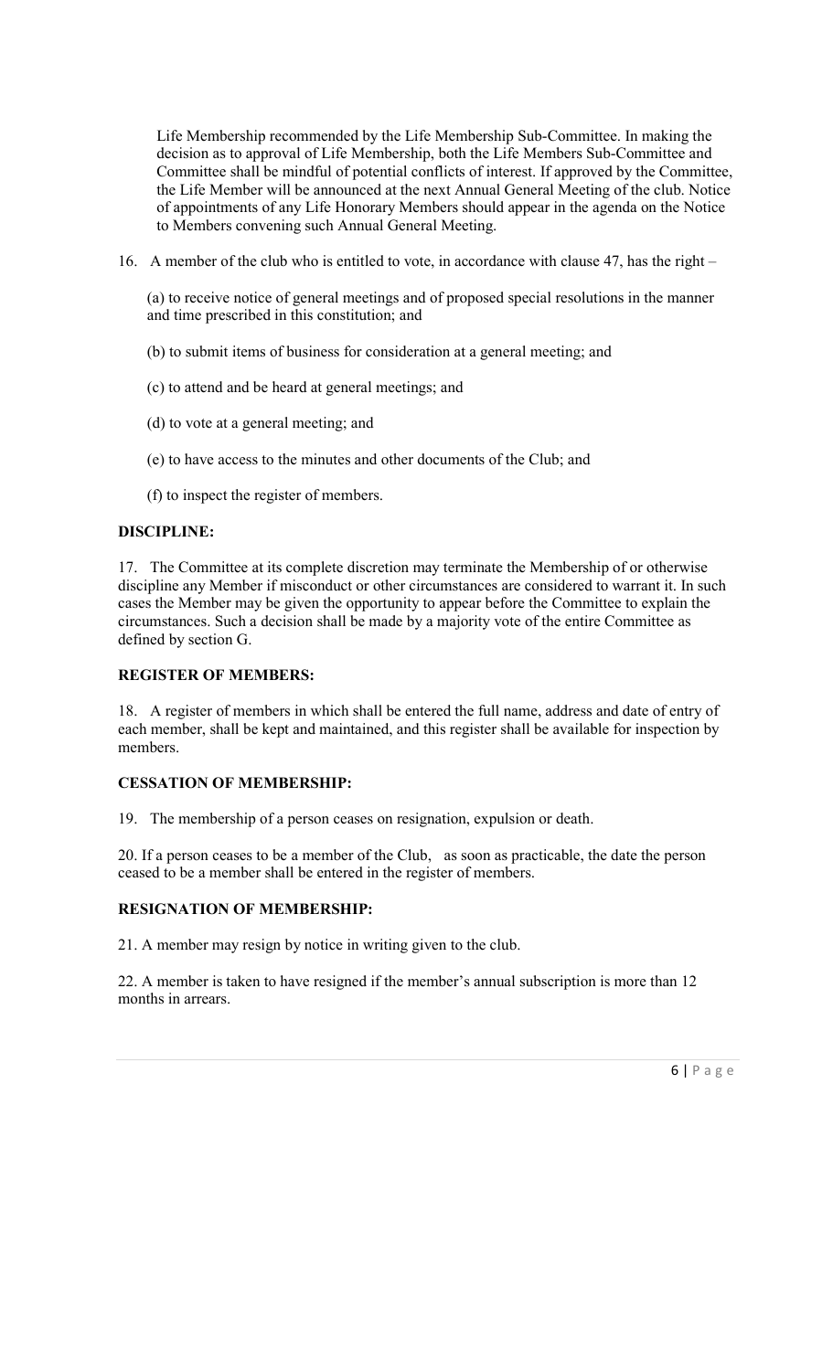Life Membership recommended by the Life Membership Sub-Committee. In making the decision as to approval of Life Membership, both the Life Members Sub-Committee and Committee shall be mindful of potential conflicts of interest. If approved by the Committee, the Life Member will be announced at the next Annual General Meeting of the club. Notice of appointments of any Life Honorary Members should appear in the agenda on the Notice to Members convening such Annual General Meeting.

16. A member of the club who is entitled to vote, in accordance with clause 47, has the right –

(a) to receive notice of general meetings and of proposed special resolutions in the manner and time prescribed in this constitution; and

(b) to submit items of business for consideration at a general meeting; and

(c) to attend and be heard at general meetings; and

(d) to vote at a general meeting; and

(e) to have access to the minutes and other documents of the Club; and

(f) to inspect the register of members.

**DISCIPLINE:**

17. The Committee at its complete discretion may terminate the Membership of or otherwise discipline any Member if misconduct or other circumstances are considered to warrant it. In such cases the Member may be given the opportunity to appear before the Committee to explain the circumstances. Such a decision shall be made by a majority vote of the entire Committee as defined by section G.

**REGISTER OF MEMBERS:**

18. A register of members in which shall be entered the full name, address and date of entry of each member, shall be kept and maintained, and this register shall be available for inspection by members.

**CESSATION OF MEMBERSHIP:**

19. The membership of a person ceases on resignation, expulsion or death.

20. If a person ceases to be a member of the Club, as soon as practicable, the date the person ceased to be a member shall be entered in the register of members.

**RESIGNATION OF MEMBERSHIP:**

21. A member may resign by notice in writing given to the club.

22. A member is taken to have resigned if the member's annual subscription is more than 12 months in arrears.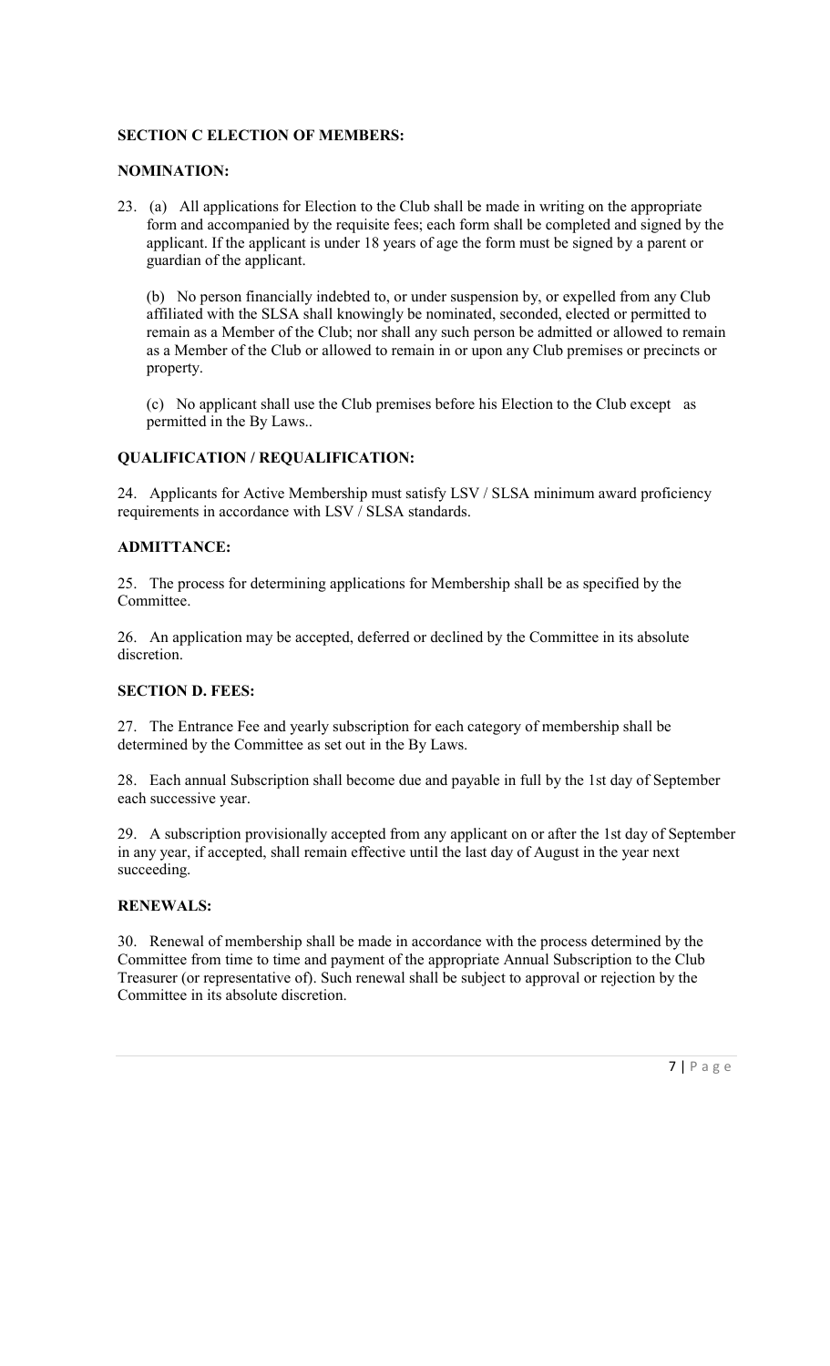**SECTION C ELECTION OF MEMBERS:**

**NOMINATION:**

23. (a) All applications for Election to the Club shall be made in writing on the appropriate form and accompanied by the requisite fees; each form shall be completed and signed by the applicant. If the applicant is under 18 years of age the form must be signed by a parent or guardian of the applicant.

(b) No person financially indebted to, or under suspension by, or expelled from any Club affiliated with the SLSA shall knowingly be nominated, seconded, elected or permitted to remain as a Member of the Club; nor shall any such person be admitted or allowed to remain as a Member of the Club or allowed to remain in or upon any Club premises or precincts or property.

(c) No applicant shall use the Club premises before his Election to the Club except as permitted in the By Laws..

**QUALIFICATION / REQUALIFICATION:**

24. Applicants for Active Membership must satisfy LSV / SLSA minimum award proficiency requirements in accordance with LSV / SLSA standards.

**ADMITTANCE:**

25. The process for determining applications for Membership shall be as specified by the Committee.

26. An application may be accepted, deferred or declined by the Committee in its absolute discretion.

**SECTION D. FEES:**

27. The Entrance Fee and yearly subscription for each category of membership shall be determined by the Committee as set out in the By Laws.

28. Each annual Subscription shall become due and payable in full by the 1st day of September each successive year.

29. A subscription provisionally accepted from any applicant on or after the 1st day of September in any year, if accepted, shall remain effective until the last day of August in the year next succeeding.

**RENEWALS:**

30. Renewal of membership shall be made in accordance with the process determined by the Committee from time to time and payment of the appropriate Annual Subscription to the Club Treasurer (or representative of). Such renewal shall be subject to approval or rejection by the Committee in its absolute discretion.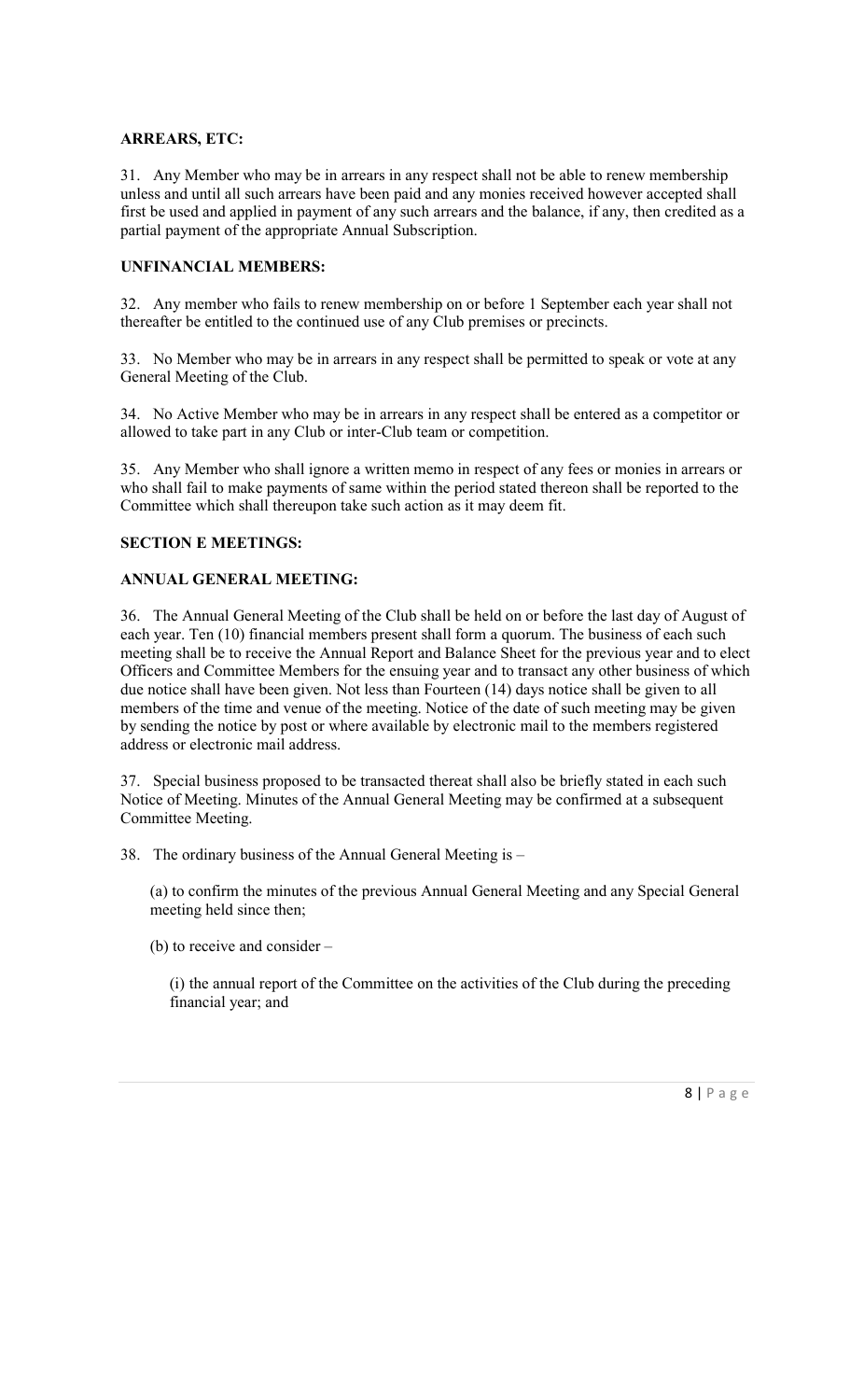**ARREARS, ETC:**

31. Any Member who may be in arrears in any respect shall not be able to renew membership unless and until all such arrears have been paid and any monies received however accepted shall first be used and applied in payment of any such arrears and the balance, if any, then credited as a partial payment of the appropriate Annual Subscription.

**UNFINANCIAL MEMBERS:**

32. Any member who fails to renew membership on or before 1 September each year shall not thereafter be entitled to the continued use of any Club premises or precincts.

33. No Member who may be in arrears in any respect shall be permitted to speak or vote at any General Meeting of the Club.

34. No Active Member who may be in arrears in any respect shall be entered as a competitor or allowed to take part in any Club or inter-Club team or competition.

35. Any Member who shall ignore a written memo in respect of any fees or monies in arrears or who shall fail to make payments of same within the period stated thereon shall be reported to the Committee which shall thereupon take such action as it may deem fit.

**SECTION E MEETINGS:**

**ANNUAL GENERAL MEETING:**

36. The Annual General Meeting of the Club shall be held on or before the last day of August of each year. Ten (10) financial members present shall form a quorum. The business of each such meeting shall be to receive the Annual Report and Balance Sheet for the previous year and to elect Officers and Committee Members for the ensuing year and to transact any other business of which due notice shall have been given. Not less than Fourteen (14) days notice shall be given to all members of the time and venue of the meeting. Notice of the date of such meeting may be given by sending the notice by post or where available by electronic mail to the members registered address or electronic mail address.

37. Special business proposed to be transacted thereat shall also be briefly stated in each such Notice of Meeting. Minutes of the Annual General Meeting may be confirmed at a subsequent Committee Meeting.

38. The ordinary business of the Annual General Meeting is –

(a) to confirm the minutes of the previous Annual General Meeting and any Special General meeting held since then;

(b) to receive and consider –

(i) the annual report of the Committee on the activities of the Club during the preceding financial year; and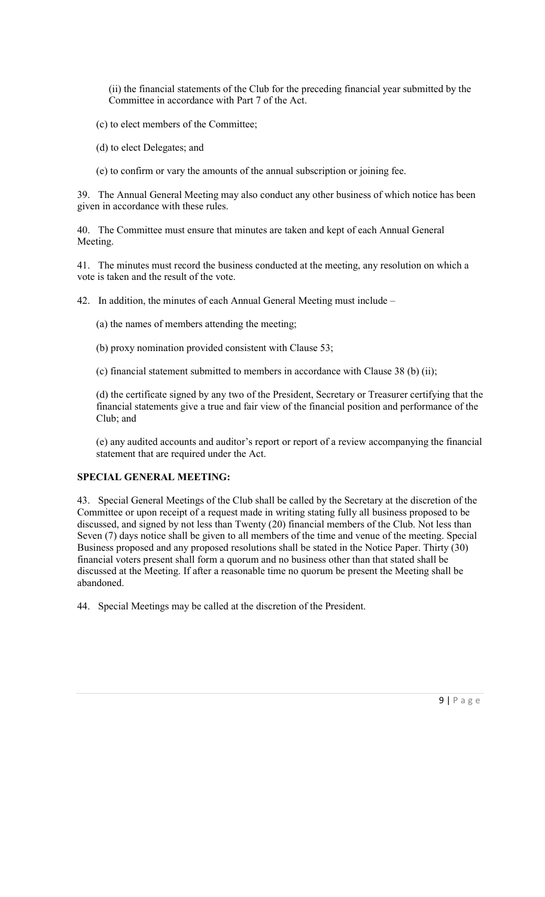(ii) the financial statements of the Club for the preceding financial year submitted by the Committee in accordance with Part 7 of the Act.

(c) to elect members of the Committee;

(d) to elect Delegates; and

(e) to confirm or vary the amounts of the annual subscription or joining fee.

39. The Annual General Meeting may also conduct any other business of which notice has been given in accordance with these rules.

40. The Committee must ensure that minutes are taken and kept of each Annual General Meeting.

41. The minutes must record the business conducted at the meeting, any resolution on which a vote is taken and the result of the vote.

42. In addition, the minutes of each Annual General Meeting must include –

(a) the names of members attending the meeting;

(b) proxy nomination provided consistent with Clause 53;

(c) financial statement submitted to members in accordance with Clause 38 (b) (ii);

(d) the certificate signed by any two of the President, Secretary or Treasurer certifying that the financial statements give a true and fair view of the financial position and performance of the Club; and

(e) any audited accounts and auditor's report or report of a review accompanying the financial statement that are required under the Act.

**SPECIAL GENERAL MEETING:**

43. Special General Meetings of the Club shall be called by the Secretary at the discretion of the Committee or upon receipt of a request made in writing stating fully all business proposed to be discussed, and signed by not less than Twenty (20) financial members of the Club. Not less than Seven (7) days notice shall be given to all members of the time and venue of the meeting. Special Business proposed and any proposed resolutions shall be stated in the Notice Paper. Thirty (30) financial voters present shall form a quorum and no business other than that stated shall be discussed at the Meeting. If after a reasonable time no quorum be present the Meeting shall be abandoned.

44. Special Meetings may be called at the discretion of the President.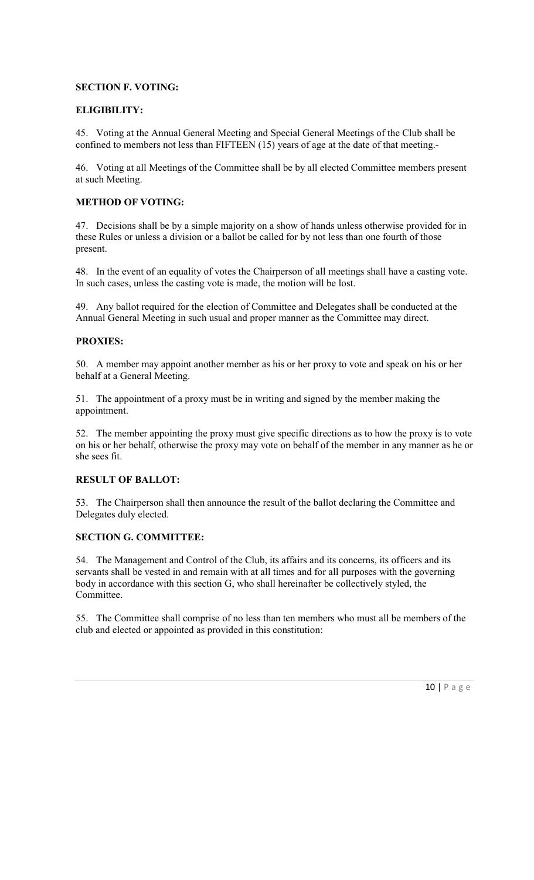**SECTION F. VOTING:**

**ELIGIBILITY:**

45. Voting at the Annual General Meeting and Special General Meetings of the Club shall be confined to members not less than FIFTEEN (15) years of age at the date of that meeting.-

46. Voting at all Meetings of the Committee shall be by all elected Committee members present at such Meeting.

**METHOD OF VOTING:**

47. Decisions shall be by a simple majority on a show of hands unless otherwise provided for in these Rules or unless a division or a ballot be called for by not less than one fourth of those present.

48. In the event of an equality of votes the Chairperson of all meetings shall have a casting vote. In such cases, unless the casting vote is made, the motion will be lost.

49. Any ballot required for the election of Committee and Delegates shall be conducted at the Annual General Meeting in such usual and proper manner as the Committee may direct.

**PROXIES:**

50. A member may appoint another member as his or her proxy to vote and speak on his or her behalf at a General Meeting.

51. The appointment of a proxy must be in writing and signed by the member making the appointment.

52. The member appointing the proxy must give specific directions as to how the proxy is to vote on his or her behalf, otherwise the proxy may vote on behalf of the member in any manner as he or she sees fit.

**RESULT OF BALLOT:**

53. The Chairperson shall then announce the result of the ballot declaring the Committee and Delegates duly elected.

**SECTION G. COMMITTEE:**

54. The Management and Control of the Club, its affairs and its concerns, its officers and its servants shall be vested in and remain with at all times and for all purposes with the governing body in accordance with this section G, who shall hereinafter be collectively styled, the Committee.

55. The Committee shall comprise of no less than ten members who must all be members of the club and elected or appointed as provided in this constitution: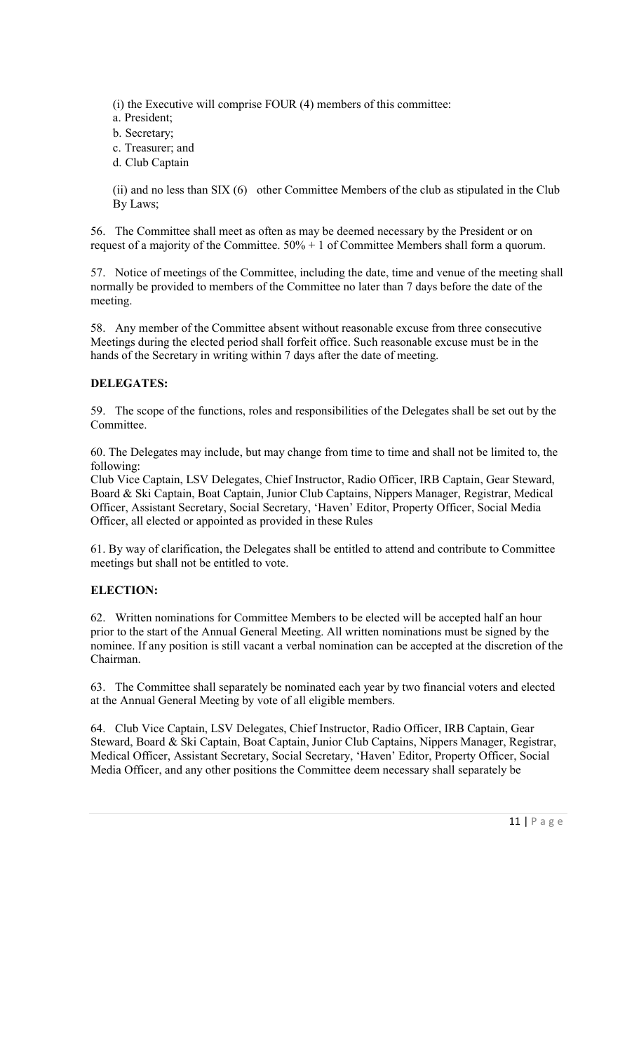(i) the Executive will comprise FOUR (4) members of this committee:

a. President;
b. Secretary;
c. Treasurer; and
d. Club Captain

(ii) and no less than SIX (6) other Committee Members of the club as stipulated in the Club By Laws;

56. The Committee shall meet as often as may be deemed necessary by the President or on request of a majority of the Committee. 50% + 1 of Committee Members shall form a quorum.

57. Notice of meetings of the Committee, including the date, time and venue of the meeting shall normally be provided to members of the Committee no later than 7 days before the date of the meeting.

58. Any member of the Committee absent without reasonable excuse from three consecutive Meetings during the elected period shall forfeit office. Such reasonable excuse must be in the hands of the Secretary in writing within 7 days after the date of meeting.

**DELEGATES:**

59. The scope of the functions, roles and responsibilities of the Delegates shall be set out by the Committee.

60. The Delegates may include, but may change from time to time and shall not be limited to, the following:
Club Vice Captain, LSV Delegates, Chief Instructor, Radio Officer, IRB Captain, Gear Steward, Board & Ski Captain, Boat Captain, Junior Club Captains, Nippers Manager, Registrar, Medical Officer, Assistant Secretary, Social Secretary, 'Haven' Editor, Property Officer, Social Media Officer, all elected or appointed as provided in these Rules

61. By way of clarification, the Delegates shall be entitled to attend and contribute to Committee meetings but shall not be entitled to vote.

**ELECTION:**

62. Written nominations for Committee Members to be elected will be accepted half an hour prior to the start of the Annual General Meeting. All written nominations must be signed by the nominee. If any position is still vacant a verbal nomination can be accepted at the discretion of the Chairman.

63. The Committee shall separately be nominated each year by two financial voters and elected at the Annual General Meeting by vote of all eligible members.

64. Club Vice Captain, LSV Delegates, Chief Instructor, Radio Officer, IRB Captain, Gear Steward, Board & Ski Captain, Boat Captain, Junior Club Captains, Nippers Manager, Registrar, Medical Officer, Assistant Secretary, Social Secretary, 'Haven' Editor, Property Officer, Social Media Officer, and any other positions the Committee deem necessary shall separately be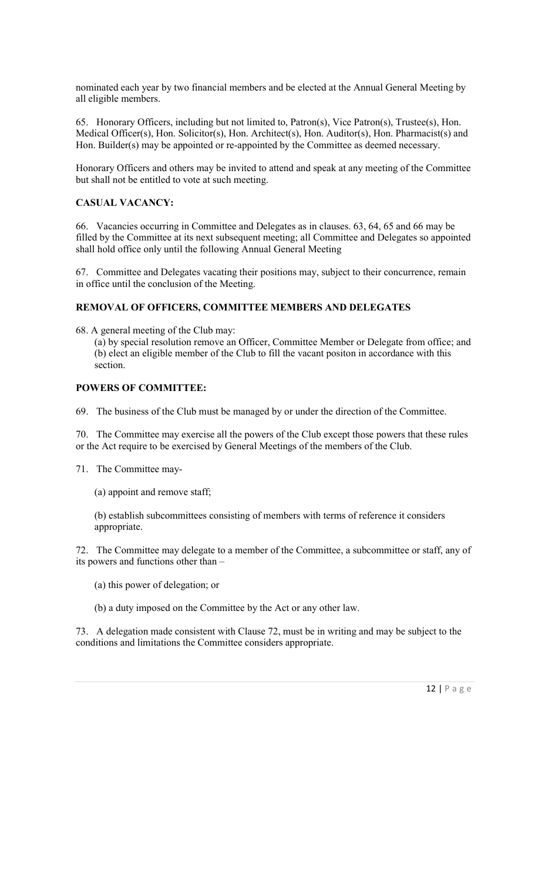nominated each year by two financial members and be elected at the Annual General Meeting by all eligible members.

65. Honorary Officers, including but not limited to, Patron(s), Vice Patron(s), Trustee(s), Hon. Medical Officer(s), Hon. Solicitor(s), Hon. Architect(s), Hon. Auditor(s), Hon. Pharmacist(s) and Hon. Builder(s) may be appointed or re-appointed by the Committee as deemed necessary.

Honorary Officers and others may be invited to attend and speak at any meeting of the Committee but shall not be entitled to vote at such meeting.

**CASUAL VACANCY:**

66. Vacancies occurring in Committee and Delegates as in clauses. 63, 64, 65 and 66 may be filled by the Committee at its next subsequent meeting; all Committee and Delegates so appointed shall hold office only until the following Annual General Meeting

67. Committee and Delegates vacating their positions may, subject to their concurrence, remain in office until the conclusion of the Meeting.

**REMOVAL OF OFFICERS, COMMITTEE MEMBERS AND DELEGATES**

68. A general meeting of the Club may:

(a) by special resolution remove an Officer, Committee Member or Delegate from office; and
(b) elect an eligible member of the Club to fill the vacant positon in accordance with this section.

**POWERS OF COMMITTEE:**

69. The business of the Club must be managed by or under the direction of the Committee.

70. The Committee may exercise all the powers of the Club except those powers that these rules or the Act require to be exercised by General Meetings of the members of the Club.

71. The Committee may-

(a) appoint and remove staff;

(b) establish subcommittees consisting of members with terms of reference it considers appropriate.

72. The Committee may delegate to a member of the Committee, a subcommittee or staff, any of its powers and functions other than –

(a) this power of delegation; or

(b) a duty imposed on the Committee by the Act or any other law.

73. A delegation made consistent with Clause 72, must be in writing and may be subject to the conditions and limitations the Committee considers appropriate.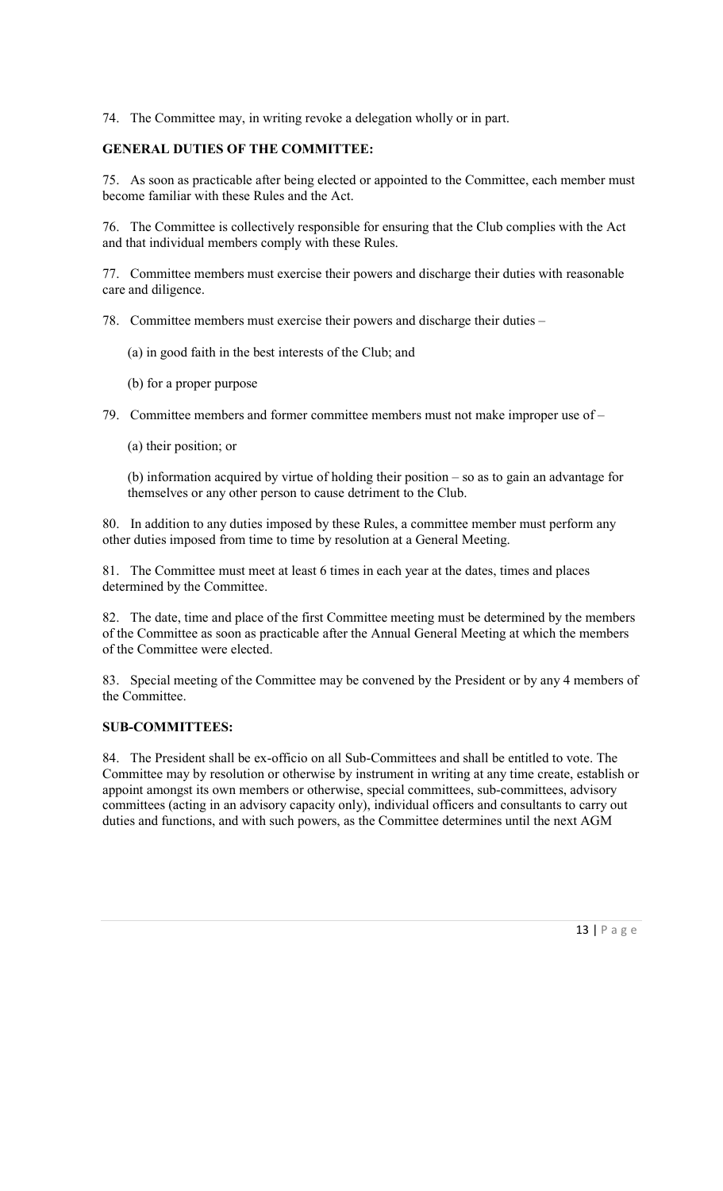74. The Committee may, in writing revoke a delegation wholly or in part.

**GENERAL DUTIES OF THE COMMITTEE:**

75. As soon as practicable after being elected or appointed to the Committee, each member must become familiar with these Rules and the Act.

76. The Committee is collectively responsible for ensuring that the Club complies with the Act and that individual members comply with these Rules.

77. Committee members must exercise their powers and discharge their duties with reasonable care and diligence.

78. Committee members must exercise their powers and discharge their duties –

(a) in good faith in the best interests of the Club; and

(b) for a proper purpose

79. Committee members and former committee members must not make improper use of –

(a) their position; or

(b) information acquired by virtue of holding their position – so as to gain an advantage for themselves or any other person to cause detriment to the Club.

80. In addition to any duties imposed by these Rules, a committee member must perform any other duties imposed from time to time by resolution at a General Meeting.

81. The Committee must meet at least 6 times in each year at the dates, times and places determined by the Committee.

82. The date, time and place of the first Committee meeting must be determined by the members of the Committee as soon as practicable after the Annual General Meeting at which the members of the Committee were elected.

83. Special meeting of the Committee may be convened by the President or by any 4 members of the Committee.

**SUB-COMMITTEES:**

84. The President shall be ex-officio on all Sub-Committees and shall be entitled to vote. The Committee may by resolution or otherwise by instrument in writing at any time create, establish or appoint amongst its own members or otherwise, special committees, sub-committees, advisory committees (acting in an advisory capacity only), individual officers and consultants to carry out duties and functions, and with such powers, as the Committee determines until the next AGM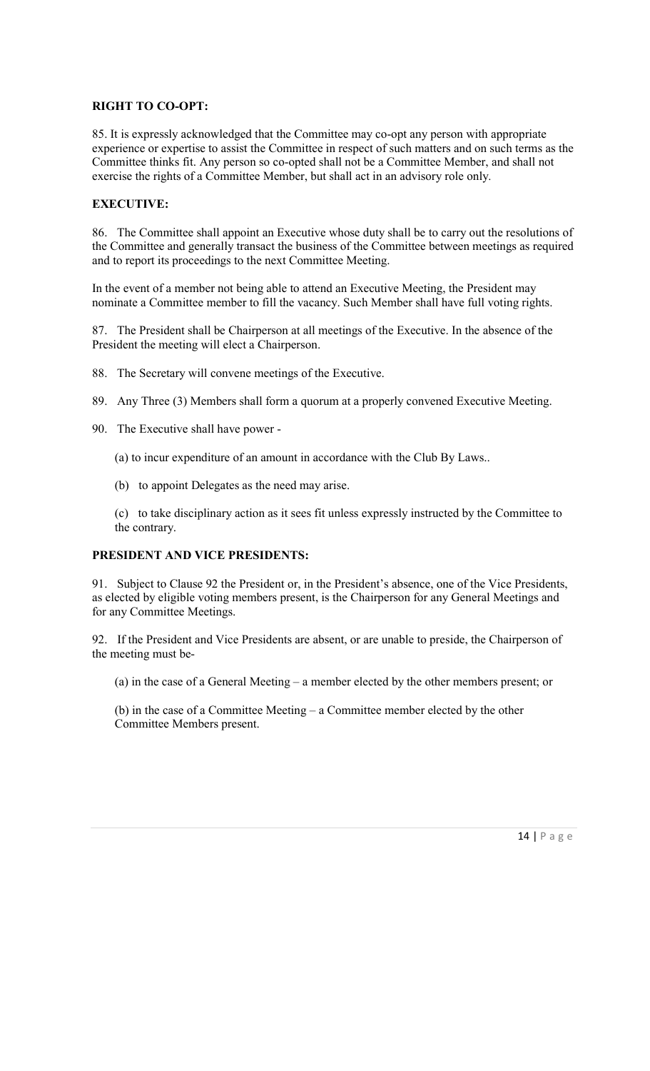**RIGHT TO CO-OPT:**

85. It is expressly acknowledged that the Committee may co-opt any person with appropriate experience or expertise to assist the Committee in respect of such matters and on such terms as the Committee thinks fit. Any person so co-opted shall not be a Committee Member, and shall not exercise the rights of a Committee Member, but shall act in an advisory role only.

**EXECUTIVE:**

86. The Committee shall appoint an Executive whose duty shall be to carry out the resolutions of the Committee and generally transact the business of the Committee between meetings as required and to report its proceedings to the next Committee Meeting.

In the event of a member not being able to attend an Executive Meeting, the President may nominate a Committee member to fill the vacancy. Such Member shall have full voting rights.

87. The President shall be Chairperson at all meetings of the Executive. In the absence of the President the meeting will elect a Chairperson.

88. The Secretary will convene meetings of the Executive.

89. Any Three (3) Members shall form a quorum at a properly convened Executive Meeting.

90. The Executive shall have power -

(a) to incur expenditure of an amount in accordance with the Club By Laws..

(b) to appoint Delegates as the need may arise.

(c) to take disciplinary action as it sees fit unless expressly instructed by the Committee to the contrary.

**PRESIDENT AND VICE PRESIDENTS:**

91. Subject to Clause 92 the President or, in the President's absence, one of the Vice Presidents, as elected by eligible voting members present, is the Chairperson for any General Meetings and for any Committee Meetings.

92. If the President and Vice Presidents are absent, or are unable to preside, the Chairperson of the meeting must be-

(a) in the case of a General Meeting – a member elected by the other members present; or

(b) in the case of a Committee Meeting – a Committee member elected by the other Committee Members present.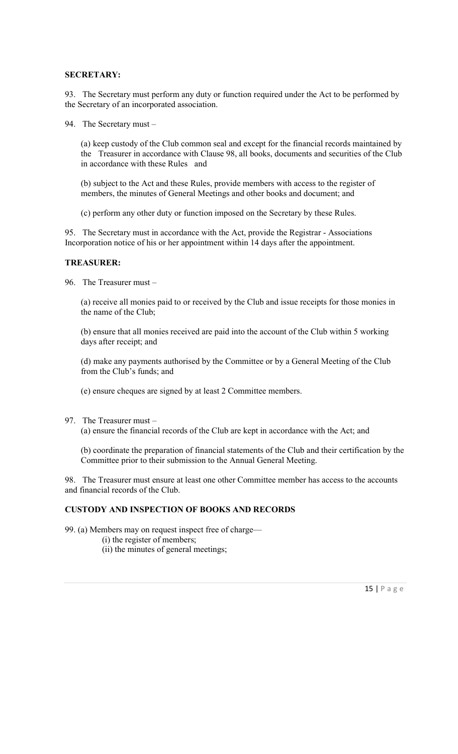**SECRETARY:**

93. The Secretary must perform any duty or function required under the Act to be performed by the Secretary of an incorporated association.

94. The Secretary must –

(a) keep custody of the Club common seal and except for the financial records maintained by the Treasurer in accordance with Clause 98, all books, documents and securities of the Club in accordance with these Rules and

(b) subject to the Act and these Rules, provide members with access to the register of members, the minutes of General Meetings and other books and document; and

(c) perform any other duty or function imposed on the Secretary by these Rules.

95. The Secretary must in accordance with the Act, provide the Registrar - Associations Incorporation notice of his or her appointment within 14 days after the appointment.

**TREASURER:**

96. The Treasurer must –

(a) receive all monies paid to or received by the Club and issue receipts for those monies in the name of the Club;

(b) ensure that all monies received are paid into the account of the Club within 5 working days after receipt; and

(d) make any payments authorised by the Committee or by a General Meeting of the Club from the Club's funds; and

(e) ensure cheques are signed by at least 2 Committee members.

97. The Treasurer must –

(a) ensure the financial records of the Club are kept in accordance with the Act; and

(b) coordinate the preparation of financial statements of the Club and their certification by the Committee prior to their submission to the Annual General Meeting.

98. The Treasurer must ensure at least one other Committee member has access to the accounts and financial records of the Club.

**CUSTODY AND INSPECTION OF BOOKS AND RECORDS**

99. (a) Members may on request inspect free of charge—

(i) the register of members;

(ii) the minutes of general meetings;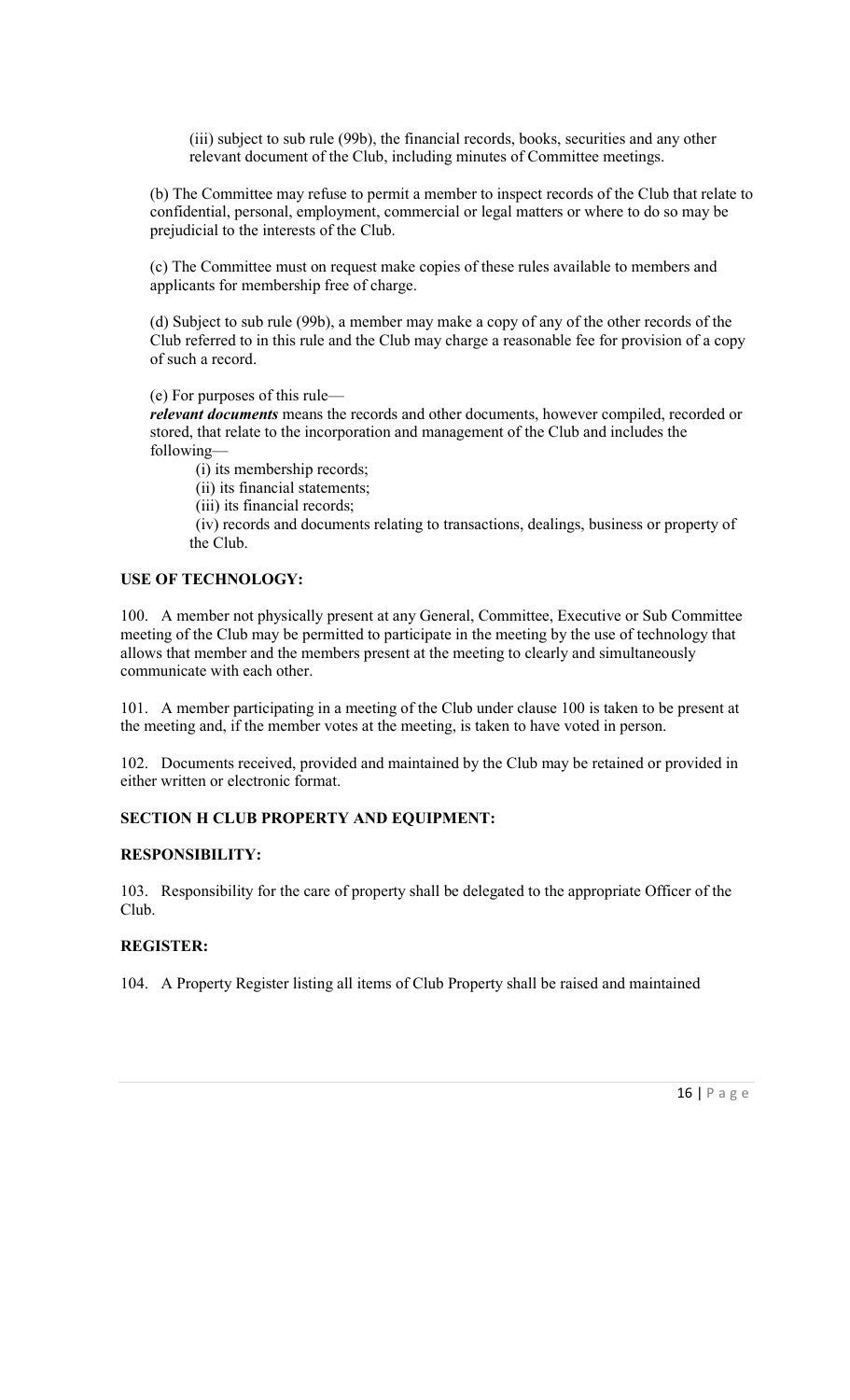(iii) subject to sub rule (99b), the financial records, books, securities and any other relevant document of the Club, including minutes of Committee meetings.

(b) The Committee may refuse to permit a member to inspect records of the Club that relate to confidential, personal, employment, commercial or legal matters or where to do so may be prejudicial to the interests of the Club.

(c) The Committee must on request make copies of these rules available to members and applicants for membership free of charge.

(d) Subject to sub rule (99b), a member may make a copy of any of the other records of the Club referred to in this rule and the Club may charge a reasonable fee for provision of a copy of such a record.

(e) For purposes of this rule—

***relevant documents*** means the records and other documents, however compiled, recorded or stored, that relate to the incorporation and management of the Club and includes the following—

(i) its membership records;

(ii) its financial statements;

(iii) its financial records;

(iv) records and documents relating to transactions, dealings, business or property of the Club.

**USE OF TECHNOLOGY:**

100. A member not physically present at any General, Committee, Executive or Sub Committee meeting of the Club may be permitted to participate in the meeting by the use of technology that allows that member and the members present at the meeting to clearly and simultaneously communicate with each other.

101. A member participating in a meeting of the Club under clause 100 is taken to be present at the meeting and, if the member votes at the meeting, is taken to have voted in person.

102. Documents received, provided and maintained by the Club may be retained or provided in either written or electronic format.

## SECTION H CLUB PROPERTY AND EQUIPMENT:

**RESPONSIBILITY:**

103. Responsibility for the care of property shall be delegated to the appropriate Officer of the Club.

**REGISTER:**

104. A Property Register listing all items of Club Property shall be raised and maintained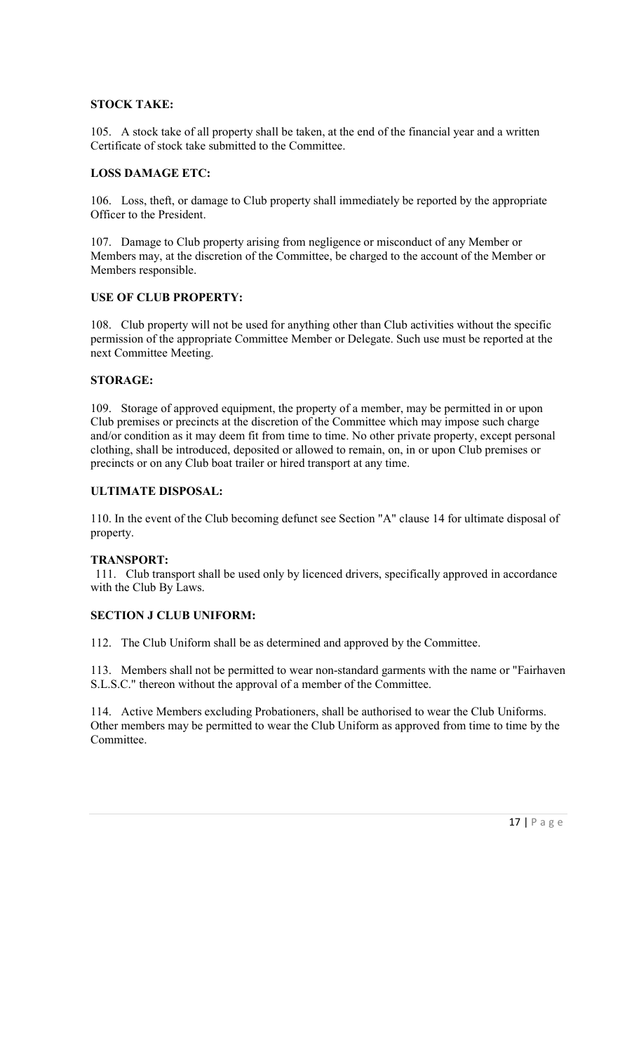**STOCK TAKE:**

105. A stock take of all property shall be taken, at the end of the financial year and a written Certificate of stock take submitted to the Committee.

**LOSS DAMAGE ETC:**

106. Loss, theft, or damage to Club property shall immediately be reported by the appropriate Officer to the President.

107. Damage to Club property arising from negligence or misconduct of any Member or Members may, at the discretion of the Committee, be charged to the account of the Member or Members responsible.

**USE OF CLUB PROPERTY:**

108. Club property will not be used for anything other than Club activities without the specific permission of the appropriate Committee Member or Delegate. Such use must be reported at the next Committee Meeting.

**STORAGE:**

109. Storage of approved equipment, the property of a member, may be permitted in or upon Club premises or precincts at the discretion of the Committee which may impose such charge and/or condition as it may deem fit from time to time. No other private property, except personal clothing, shall be introduced, deposited or allowed to remain, on, in or upon Club premises or precincts or on any Club boat trailer or hired transport at any time.

**ULTIMATE DISPOSAL:**

110. In the event of the Club becoming defunct see Section "A" clause 14 for ultimate disposal of property.

**TRANSPORT:**

111. Club transport shall be used only by licenced drivers, specifically approved in accordance with the Club By Laws.

**SECTION J CLUB UNIFORM:**

112. The Club Uniform shall be as determined and approved by the Committee.

113. Members shall not be permitted to wear non-standard garments with the name or "Fairhaven S.L.S.C." thereon without the approval of a member of the Committee.

114. Active Members excluding Probationers, shall be authorised to wear the Club Uniforms. Other members may be permitted to wear the Club Uniform as approved from time to time by the Committee.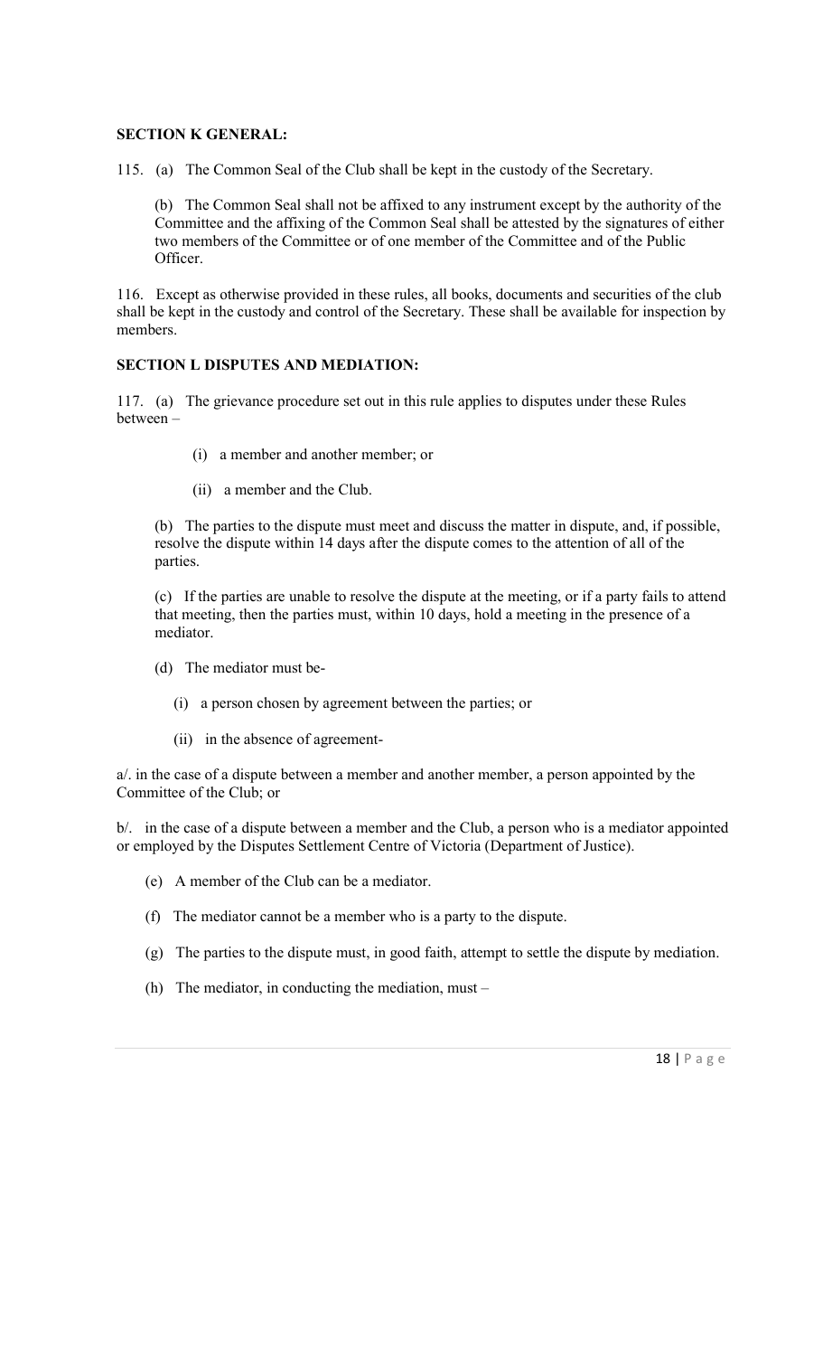**SECTION K GENERAL:**

115. (a) The Common Seal of the Club shall be kept in the custody of the Secretary.

(b) The Common Seal shall not be affixed to any instrument except by the authority of the Committee and the affixing of the Common Seal shall be attested by the signatures of either two members of the Committee or of one member of the Committee and of the Public Officer.

116. Except as otherwise provided in these rules, all books, documents and securities of the club shall be kept in the custody and control of the Secretary. These shall be available for inspection by members.

**SECTION L DISPUTES AND MEDIATION:**

117. (a) The grievance procedure set out in this rule applies to disputes under these Rules between –

(i) a member and another member; or

(ii) a member and the Club.

(b) The parties to the dispute must meet and discuss the matter in dispute, and, if possible, resolve the dispute within 14 days after the dispute comes to the attention of all of the parties.

(c) If the parties are unable to resolve the dispute at the meeting, or if a party fails to attend that meeting, then the parties must, within 10 days, hold a meeting in the presence of a mediator.

(d) The mediator must be-

(i) a person chosen by agreement between the parties; or

(ii) in the absence of agreement-

a/. in the case of a dispute between a member and another member, a person appointed by the Committee of the Club; or

b/. in the case of a dispute between a member and the Club, a person who is a mediator appointed or employed by the Disputes Settlement Centre of Victoria (Department of Justice).

(e) A member of the Club can be a mediator.

(f) The mediator cannot be a member who is a party to the dispute.

(g) The parties to the dispute must, in good faith, attempt to settle the dispute by mediation.

(h) The mediator, in conducting the mediation, must –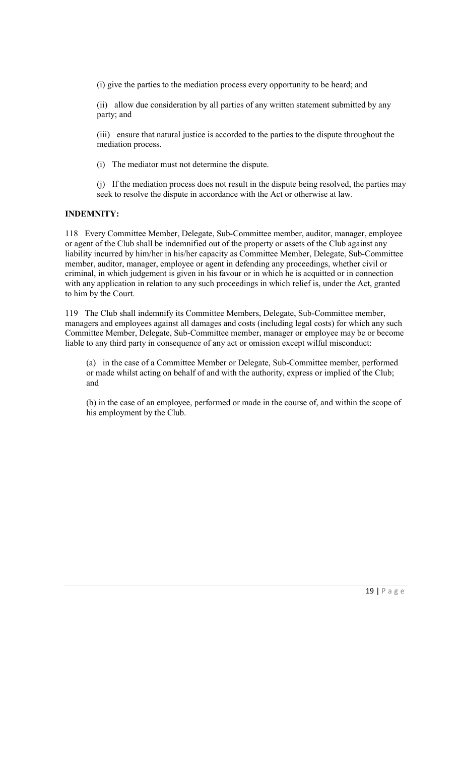(i) give the parties to the mediation process every opportunity to be heard; and

(ii) allow due consideration by all parties of any written statement submitted by any party; and

(iii) ensure that natural justice is accorded to the parties to the dispute throughout the mediation process.

(i) The mediator must not determine the dispute.

(j) If the mediation process does not result in the dispute being resolved, the parties may seek to resolve the dispute in accordance with the Act or otherwise at law.

**INDEMNITY:**

118 Every Committee Member, Delegate, Sub-Committee member, auditor, manager, employee or agent of the Club shall be indemnified out of the property or assets of the Club against any liability incurred by him/her in his/her capacity as Committee Member, Delegate, Sub-Committee member, auditor, manager, employee or agent in defending any proceedings, whether civil or criminal, in which judgement is given in his favour or in which he is acquitted or in connection with any application in relation to any such proceedings in which relief is, under the Act, granted to him by the Court.

119 The Club shall indemnify its Committee Members, Delegate, Sub-Committee member, managers and employees against all damages and costs (including legal costs) for which any such Committee Member, Delegate, Sub-Committee member, manager or employee may be or become liable to any third party in consequence of any act or omission except wilful misconduct:

(a) in the case of a Committee Member or Delegate, Sub-Committee member, performed or made whilst acting on behalf of and with the authority, express or implied of the Club; and

(b) in the case of an employee, performed or made in the course of, and within the scope of his employment by the Club.